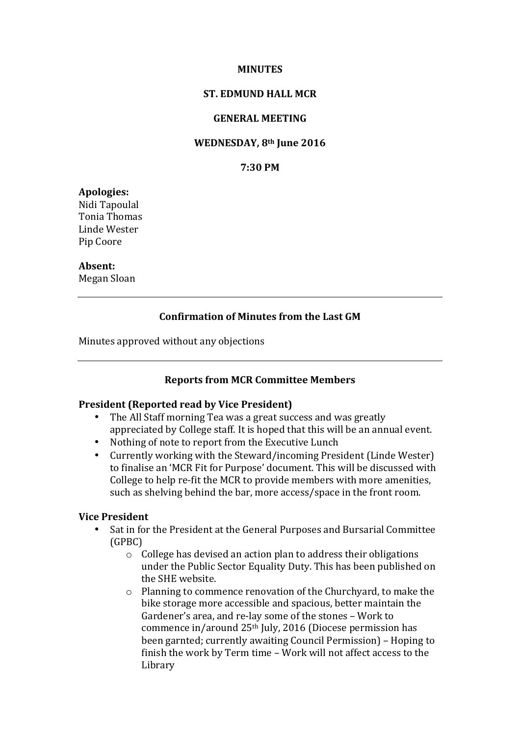**MINUTES**

**ST. EDMUND HALL MCR**

**GENERAL MEETING**

**WEDNESDAY, 8th June 2016**

**7:30 PM**

**Apologies:**
Nidi Tapoulal
Tonia Thomas
Linde Wester
Pip Coore

**Absent:**
Megan Sloan

---

## Confirmation of Minutes from the Last GM

Minutes approved without any objections

---

## Reports from MCR Committee Members

### President (Reported read by Vice President)

- The All Staff morning Tea was a great success and was greatly appreciated by College staff. It is hoped that this will be an annual event.
- Nothing of note to report from the Executive Lunch
- Currently working with the Steward/incoming President (Linde Wester) to finalise an 'MCR Fit for Purpose' document. This will be discussed with College to help re-fit the MCR to provide members with more amenities, such as shelving behind the bar, more access/space in the front room.

### Vice President

- Sat in for the President at the General Purposes and Bursarial Committee (GPBC)
  - College has devised an action plan to address their obligations under the Public Sector Equality Duty. This has been published on the SHE website.
  - Planning to commence renovation of the Churchyard, to make the bike storage more accessible and spacious, better maintain the Gardener's area, and re-lay some of the stones – Work to commence in/around 25th July, 2016 (Diocese permission has been garnted; currently awaiting Council Permission) – Hoping to finish the work by Term time – Work will not affect access to the Library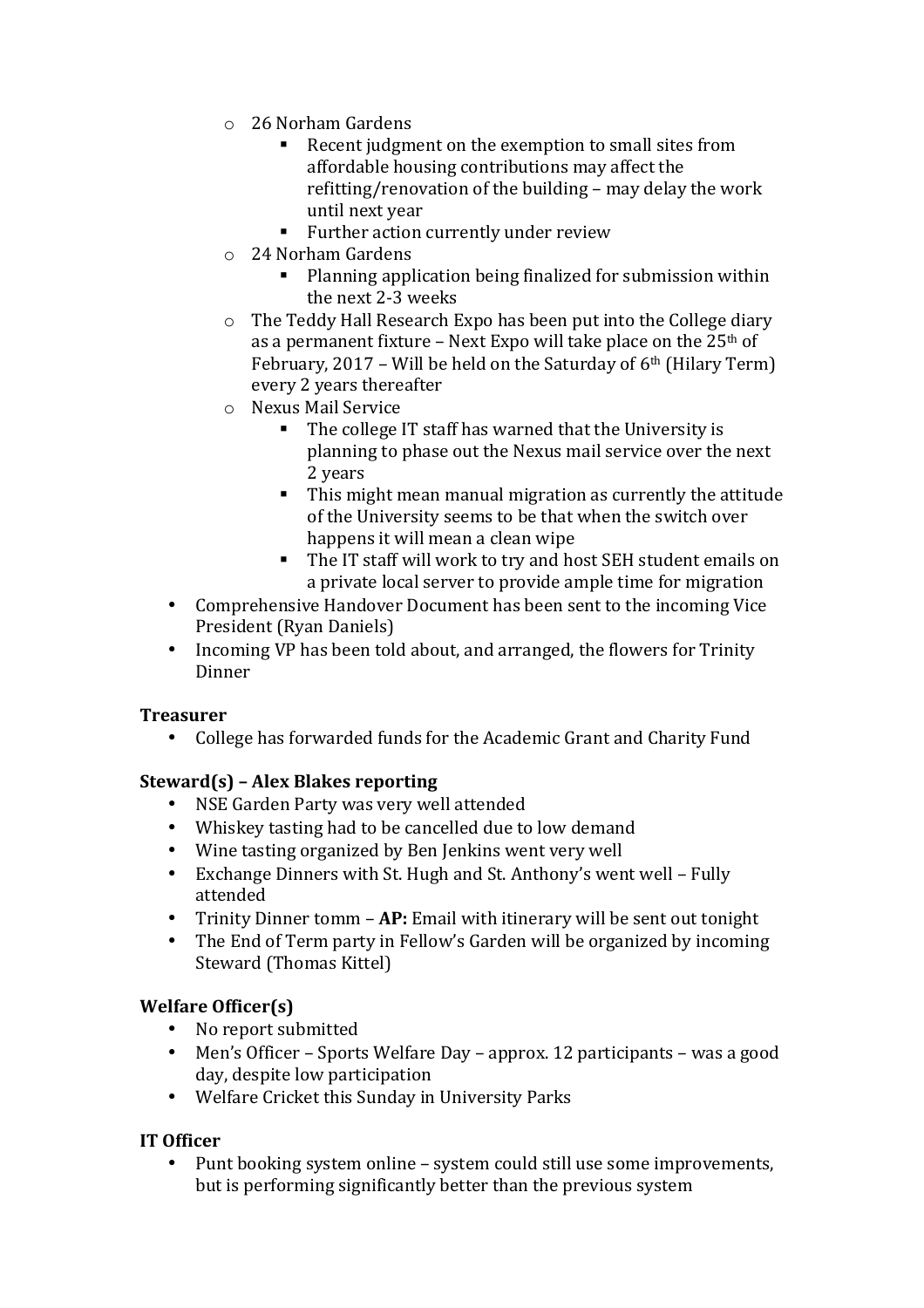- 26 Norham Gardens
    - Recent judgment on the exemption to small sites from affordable housing contributions may affect the refitting/renovation of the building – may delay the work until next year
    - Further action currently under review
- 24 Norham Gardens
    - Planning application being finalized for submission within the next 2-3 weeks
- The Teddy Hall Research Expo has been put into the College diary as a permanent fixture – Next Expo will take place on the 25th of February, 2017 – Will be held on the Saturday of 6th (Hilary Term) every 2 years thereafter
- Nexus Mail Service
    - The college IT staff has warned that the University is planning to phase out the Nexus mail service over the next 2 years
    - This might mean manual migration as currently the attitude of the University seems to be that when the switch over happens it will mean a clean wipe
    - The IT staff will work to try and host SEH student emails on a private local server to provide ample time for migration

- Comprehensive Handover Document has been sent to the incoming Vice President (Ryan Daniels)
- Incoming VP has been told about, and arranged, the flowers for Trinity Dinner

**Treasurer**

- College has forwarded funds for the Academic Grant and Charity Fund

**Steward(s) – Alex Blakes reporting**

- NSE Garden Party was very well attended
- Whiskey tasting had to be cancelled due to low demand
- Wine tasting organized by Ben Jenkins went very well
- Exchange Dinners with St. Hugh and St. Anthony's went well – Fully attended
- Trinity Dinner tomm – **AP:** Email with itinerary will be sent out tonight
- The End of Term party in Fellow's Garden will be organized by incoming Steward (Thomas Kittel)

**Welfare Officer(s)**

- No report submitted
- Men's Officer – Sports Welfare Day – approx. 12 participants – was a good day, despite low participation
- Welfare Cricket this Sunday in University Parks

**IT Officer**

- Punt booking system online – system could still use some improvements, but is performing significantly better than the previous system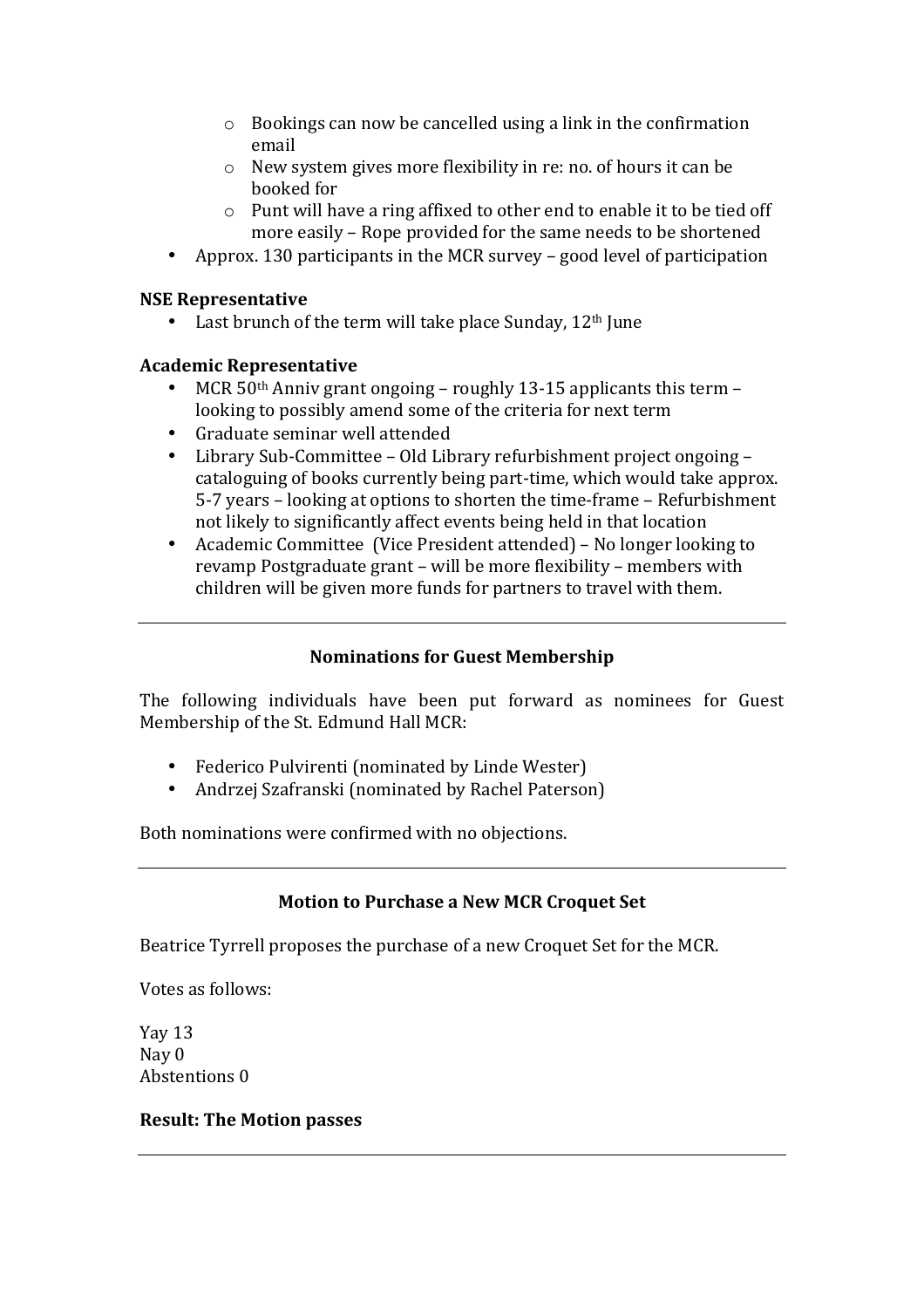- Bookings can now be cancelled using a link in the confirmation email
  - New system gives more flexibility in re: no. of hours it can be booked for
  - Punt will have a ring affixed to other end to enable it to be tied off more easily – Rope provided for the same needs to be shortened
- Approx. 130 participants in the MCR survey – good level of participation

**NSE Representative**

- Last brunch of the term will take place Sunday, 12th June

**Academic Representative**

- MCR 50th Anniv grant ongoing – roughly 13-15 applicants this term – looking to possibly amend some of the criteria for next term
- Graduate seminar well attended
- Library Sub-Committee – Old Library refurbishment project ongoing – cataloguing of books currently being part-time, which would take approx. 5-7 years – looking at options to shorten the time-frame – Refurbishment not likely to significantly affect events being held in that location
- Academic Committee (Vice President attended) – No longer looking to revamp Postgraduate grant – will be more flexibility – members with children will be given more funds for partners to travel with them.

---

**Nominations for Guest Membership**

The following individuals have been put forward as nominees for Guest Membership of the St. Edmund Hall MCR:

- Federico Pulvirenti (nominated by Linde Wester)
- Andrzej Szafranski (nominated by Rachel Paterson)

Both nominations were confirmed with no objections.

---

**Motion to Purchase a New MCR Croquet Set**

Beatrice Tyrrell proposes the purchase of a new Croquet Set for the MCR.

Votes as follows:

Yay 13
Nay 0
Abstentions 0

**Result: The Motion passes**

---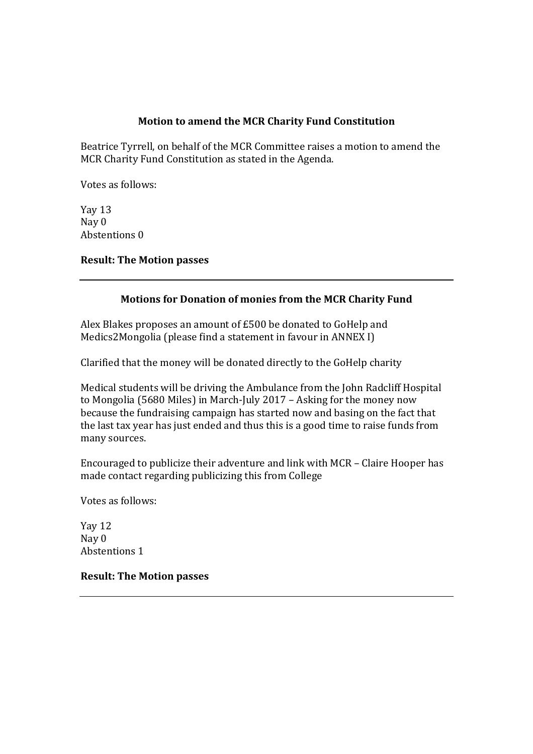**Motion to amend the MCR Charity Fund Constitution**

Beatrice Tyrrell, on behalf of the MCR Committee raises a motion to amend the MCR Charity Fund Constitution as stated in the Agenda.

Votes as follows:

Yay 13  
Nay 0  
Abstentions 0

**Result: The Motion passes**

---

**Motions for Donation of monies from the MCR Charity Fund**

Alex Blakes proposes an amount of £500 be donated to GoHelp and Medics2Mongolia (please find a statement in favour in ANNEX I)

Clarified that the money will be donated directly to the GoHelp charity

Medical students will be driving the Ambulance from the John Radcliff Hospital to Mongolia (5680 Miles) in March-July 2017 – Asking for the money now because the fundraising campaign has started now and basing on the fact that the last tax year has just ended and thus this is a good time to raise funds from many sources.

Encouraged to publicize their adventure and link with MCR – Claire Hooper has made contact regarding publicizing this from College

Votes as follows:

Yay 12  
Nay 0  
Abstentions 1

**Result: The Motion passes**

---